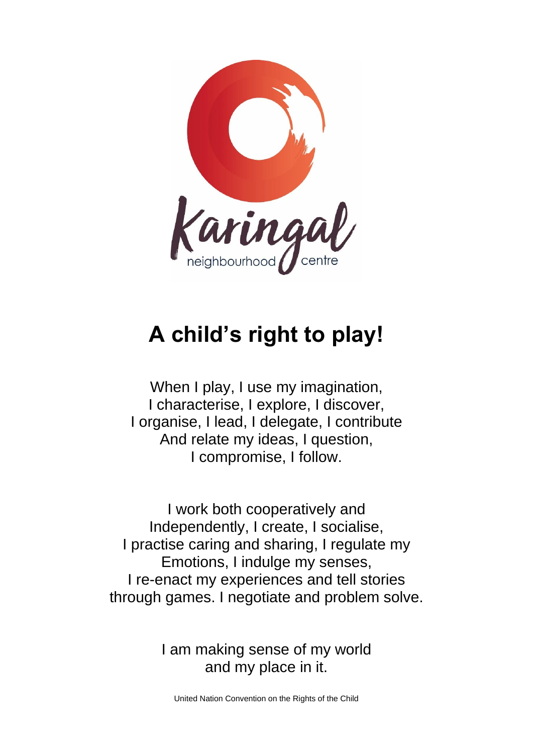# A child's right to play!

When I play, I use my imagination,
I characterise, I explore, I discover,
I organise, I lead, I delegate, I contribute
And relate my ideas, I question,
I compromise, I follow.

I work both cooperatively and
Independently, I create, I socialise,
I practise caring and sharing, I regulate my
Emotions, I indulge my senses,
I re-enact my experiences and tell stories
through games. I negotiate and problem solve.

I am making sense of my world
and my place in it.

United Nation Convention on the Rights of the Child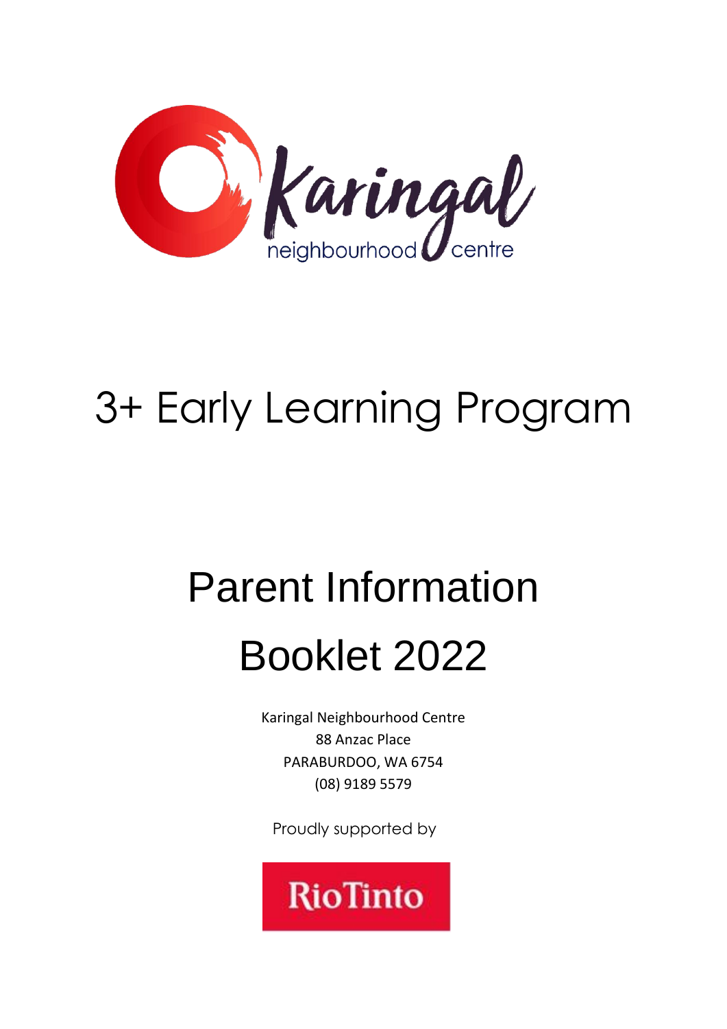# 3+ Early Learning Program

# Parent Information Booklet 2022

Karingal Neighbourhood Centre
88 Anzac Place
PARABURDOO, WA 6754
(08) 9189 5579

Proudly supported by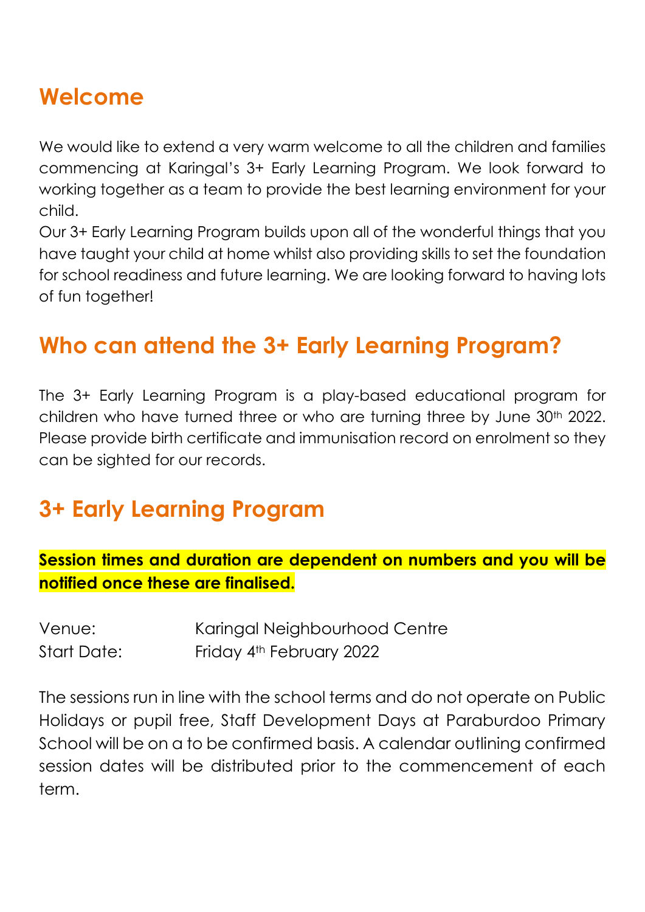## Welcome

We would like to extend a very warm welcome to all the children and families commencing at Karingal's 3+ Early Learning Program. We look forward to working together as a team to provide the best learning environment for your child.

Our 3+ Early Learning Program builds upon all of the wonderful things that you have taught your child at home whilst also providing skills to set the foundation for school readiness and future learning. We are looking forward to having lots of fun together!

## Who can attend the 3+ Early Learning Program?

The 3+ Early Learning Program is a play-based educational program for children who have turned three or who are turning three by June 30th 2022. Please provide birth certificate and immunisation record on enrolment so they can be sighted for our records.

## 3+ Early Learning Program

**Session times and duration are dependent on numbers and you will be notified once these are finalised.**

Venue: Karingal Neighbourhood Centre
Start Date: Friday 4th February 2022

The sessions run in line with the school terms and do not operate on Public Holidays or pupil free, Staff Development Days at Paraburdoo Primary School will be on a to be confirmed basis. A calendar outlining confirmed session dates will be distributed prior to the commencement of each term.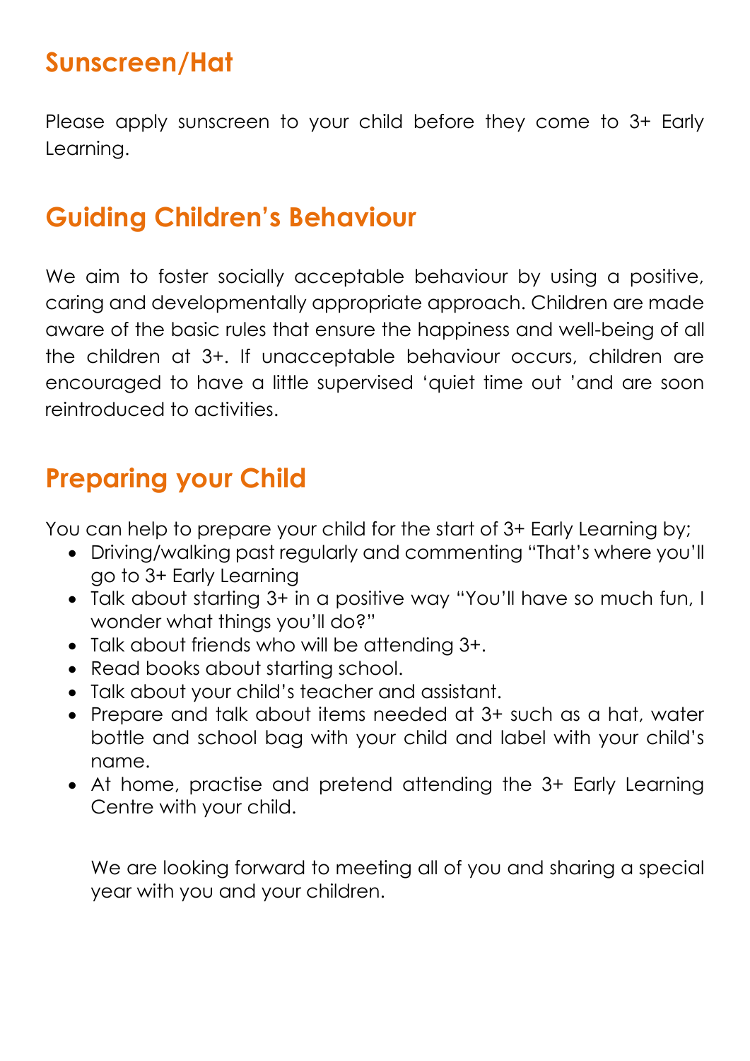## Sunscreen/Hat

Please apply sunscreen to your child before they come to 3+ Early Learning.

## Guiding Children's Behaviour

We aim to foster socially acceptable behaviour by using a positive, caring and developmentally appropriate approach. Children are made aware of the basic rules that ensure the happiness and well-being of all the children at 3+. If unacceptable behaviour occurs, children are encouraged to have a little supervised 'quiet time out 'and are soon reintroduced to activities.

## Preparing your Child

You can help to prepare your child for the start of 3+ Early Learning by;

- Driving/walking past regularly and commenting "That's where you'll go to 3+ Early Learning
- Talk about starting 3+ in a positive way "You'll have so much fun, I wonder what things you'll do?"
- Talk about friends who will be attending 3+.
- Read books about starting school.
- Talk about your child's teacher and assistant.
- Prepare and talk about items needed at 3+ such as a hat, water bottle and school bag with your child and label with your child's name.
- At home, practise and pretend attending the 3+ Early Learning Centre with your child.

We are looking forward to meeting all of you and sharing a special year with you and your children.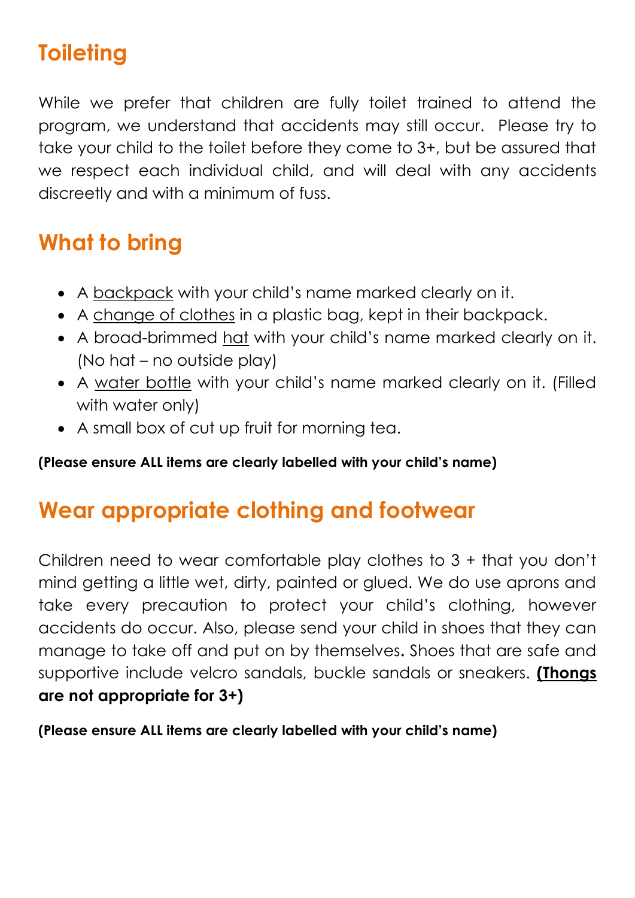## Toileting

While we prefer that children are fully toilet trained to attend the program, we understand that accidents may still occur. Please try to take your child to the toilet before they come to 3+, but be assured that we respect each individual child, and will deal with any accidents discreetly and with a minimum of fuss.

## What to bring

- A <u>backpack</u> with your child's name marked clearly on it.
- A <u>change of clothes</u> in a plastic bag, kept in their backpack.
- A broad-brimmed <u>hat</u> with your child's name marked clearly on it. (No hat – no outside play)
- A <u>water bottle</u> with your child's name marked clearly on it. (Filled with water only)
- A small box of cut up fruit for morning tea.

**(Please ensure ALL items are clearly labelled with your child's name)**

## Wear appropriate clothing and footwear

Children need to wear comfortable play clothes to 3 + that you don't mind getting a little wet, dirty, painted or glued. We do use aprons and take every precaution to protect your child's clothing, however accidents do occur. Also, please send your child in shoes that they can manage to take off and put on by themselves**.** Shoes that are safe and supportive include velcro sandals, buckle sandals or sneakers. **<u>(Thongs</u> are not appropriate for 3+)**

**(Please ensure ALL items are clearly labelled with your child's name)**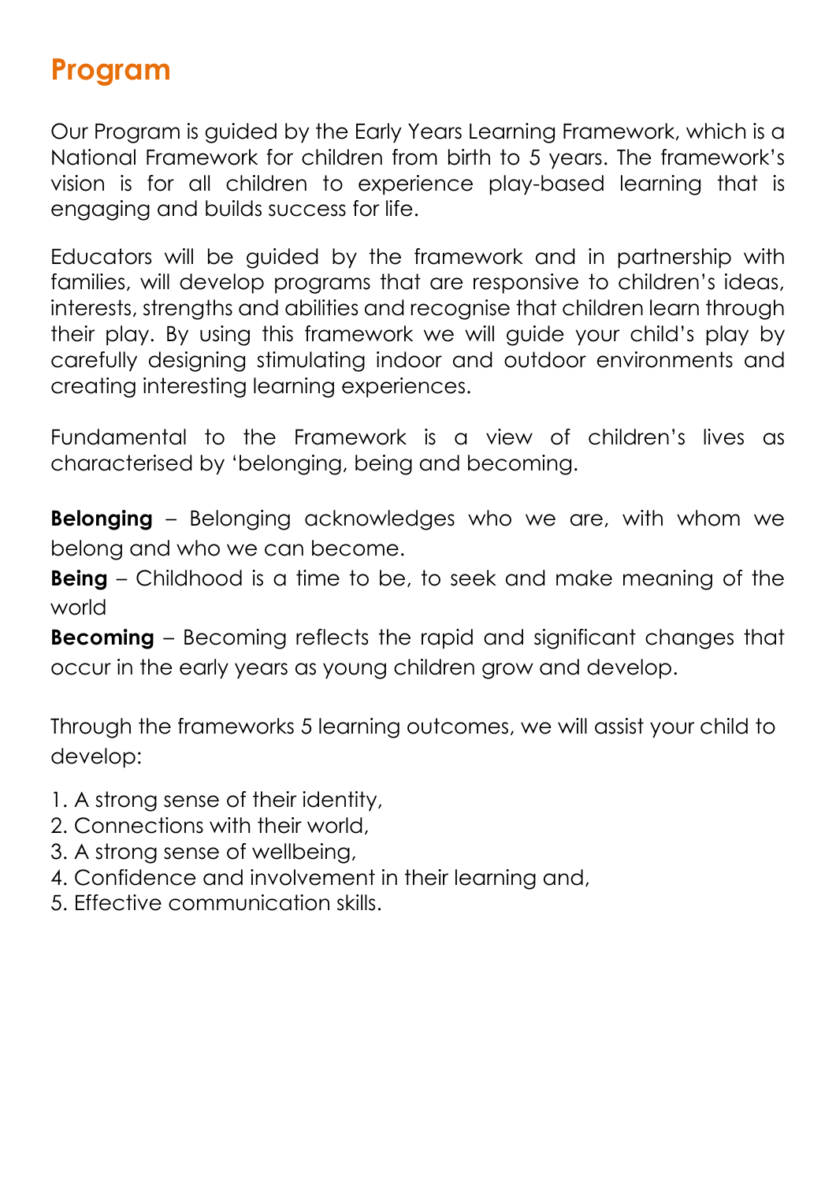# Program

Our Program is guided by the Early Years Learning Framework, which is a National Framework for children from birth to 5 years. The framework's vision is for all children to experience play-based learning that is engaging and builds success for life.

Educators will be guided by the framework and in partnership with families, will develop programs that are responsive to children's ideas, interests, strengths and abilities and recognise that children learn through their play. By using this framework we will guide your child's play by carefully designing stimulating indoor and outdoor environments and creating interesting learning experiences.

Fundamental to the Framework is a view of children's lives as characterised by 'belonging, being and becoming.

**Belonging** – Belonging acknowledges who we are, with whom we belong and who we can become.

**Being** – Childhood is a time to be, to seek and make meaning of the world

**Becoming** – Becoming reflects the rapid and significant changes that occur in the early years as young children grow and develop.

Through the frameworks 5 learning outcomes, we will assist your child to develop:

1. A strong sense of their identity,
2. Connections with their world,
3. A strong sense of wellbeing,
4. Confidence and involvement in their learning and,
5. Effective communication skills.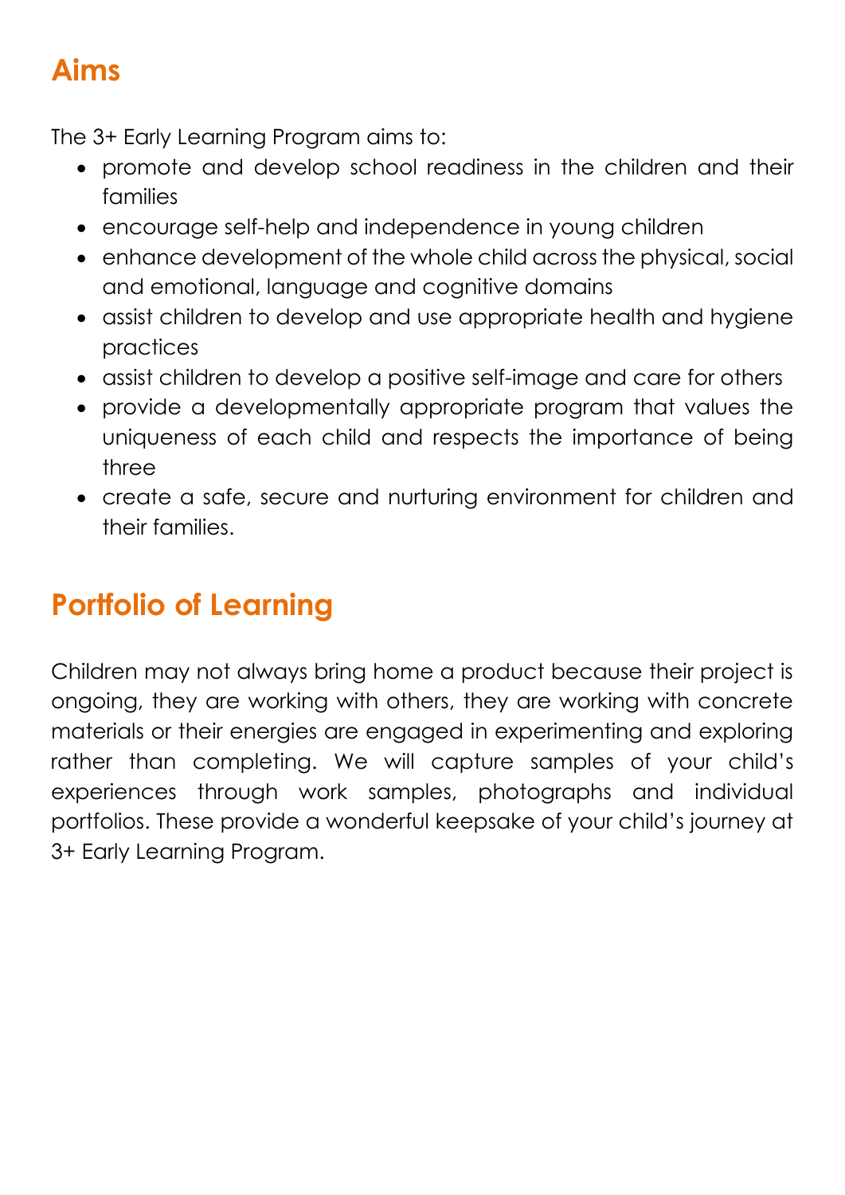## Aims

The 3+ Early Learning Program aims to:

- promote and develop school readiness in the children and their families
- encourage self-help and independence in young children
- enhance development of the whole child across the physical, social and emotional, language and cognitive domains
- assist children to develop and use appropriate health and hygiene practices
- assist children to develop a positive self-image and care for others
- provide a developmentally appropriate program that values the uniqueness of each child and respects the importance of being three
- create a safe, secure and nurturing environment for children and their families.

## Portfolio of Learning

Children may not always bring home a product because their project is ongoing, they are working with others, they are working with concrete materials or their energies are engaged in experimenting and exploring rather than completing. We will capture samples of your child's experiences through work samples, photographs and individual portfolios. These provide a wonderful keepsake of your child's journey at 3+ Early Learning Program.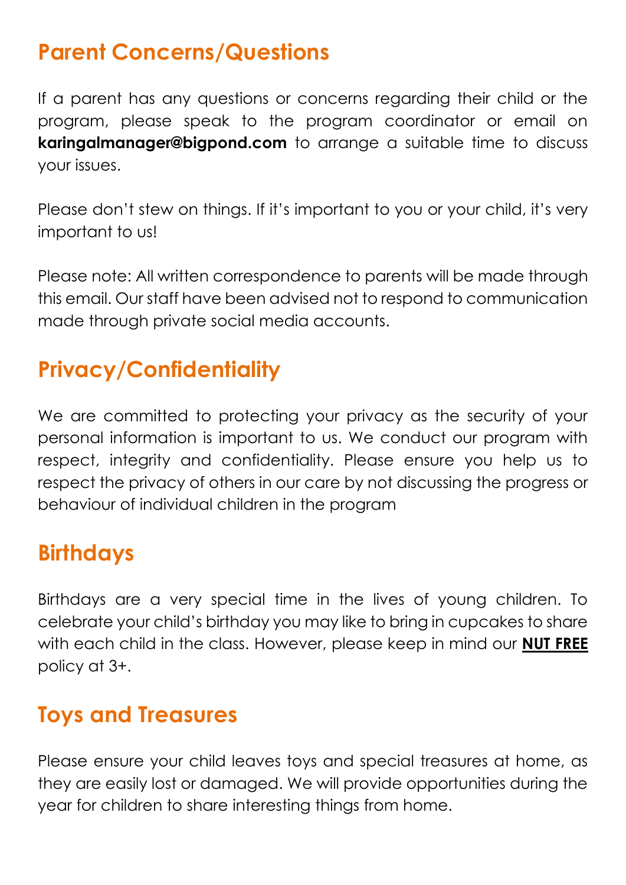## Parent Concerns/Questions

If a parent has any questions or concerns regarding their child or the program, please speak to the program coordinator or email on **karingalmanager@bigpond.com** to arrange a suitable time to discuss your issues.

Please don't stew on things. If it's important to you or your child, it's very important to us!

Please note: All written correspondence to parents will be made through this email. Our staff have been advised not to respond to communication made through private social media accounts.

## Privacy/Confidentiality

We are committed to protecting your privacy as the security of your personal information is important to us. We conduct our program with respect, integrity and confidentiality. Please ensure you help us to respect the privacy of others in our care by not discussing the progress or behaviour of individual children in the program

## Birthdays

Birthdays are a very special time in the lives of young children. To celebrate your child's birthday you may like to bring in cupcakes to share with each child in the class. However, please keep in mind our **NUT FREE** policy at 3+.

## Toys and Treasures

Please ensure your child leaves toys and special treasures at home, as they are easily lost or damaged. We will provide opportunities during the year for children to share interesting things from home.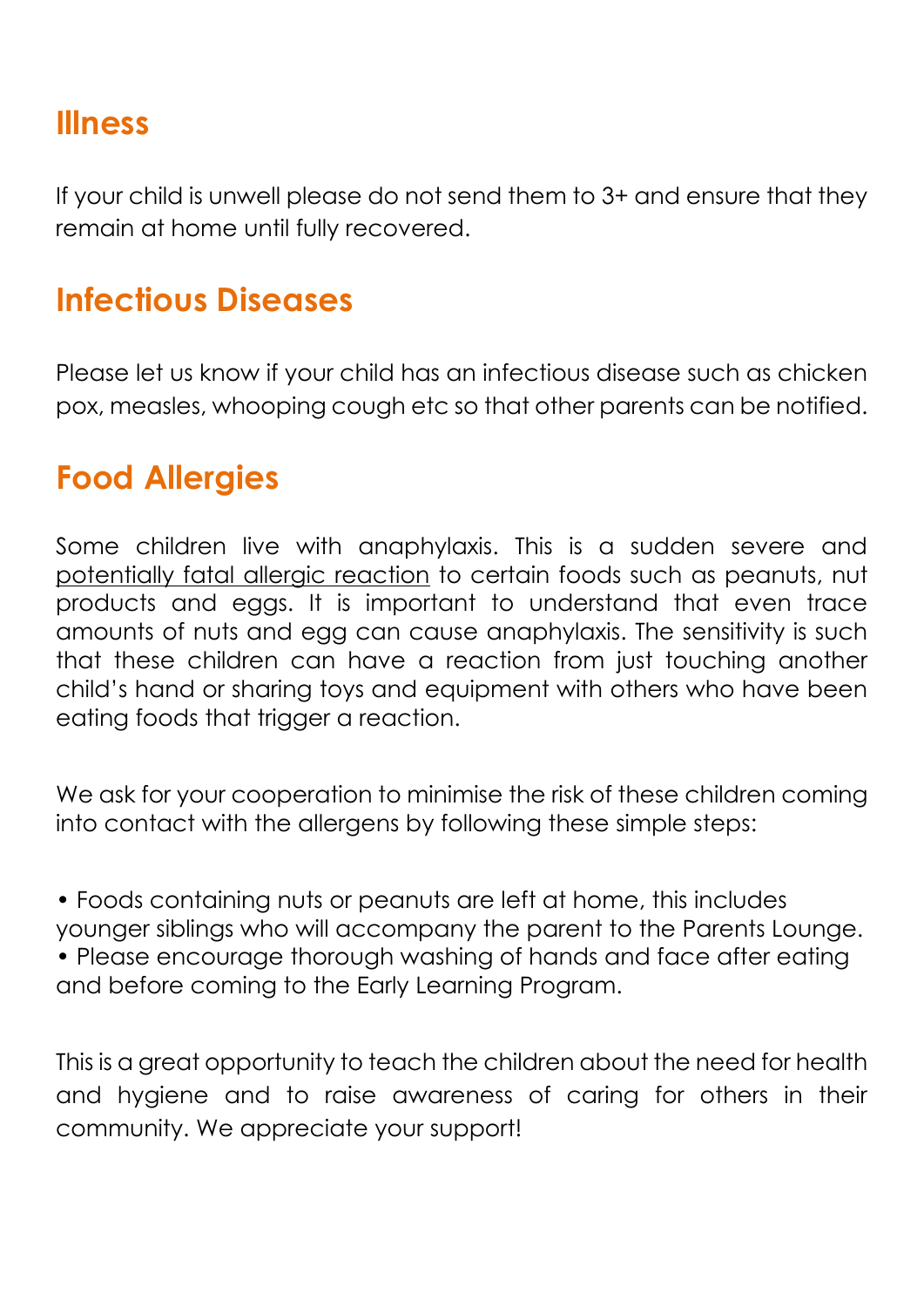## Illness

If your child is unwell please do not send them to 3+ and ensure that they remain at home until fully recovered.

## Infectious Diseases

Please let us know if your child has an infectious disease such as chicken pox, measles, whooping cough etc so that other parents can be notified.

## Food Allergies

Some children live with anaphylaxis. This is a sudden severe and potentially fatal allergic reaction to certain foods such as peanuts, nut products and eggs. It is important to understand that even trace amounts of nuts and egg can cause anaphylaxis. The sensitivity is such that these children can have a reaction from just touching another child's hand or sharing toys and equipment with others who have been eating foods that trigger a reaction.

We ask for your cooperation to minimise the risk of these children coming into contact with the allergens by following these simple steps:

- Foods containing nuts or peanuts are left at home, this includes younger siblings who will accompany the parent to the Parents Lounge.
- Please encourage thorough washing of hands and face after eating and before coming to the Early Learning Program.

This is a great opportunity to teach the children about the need for health and hygiene and to raise awareness of caring for others in their community. We appreciate your support!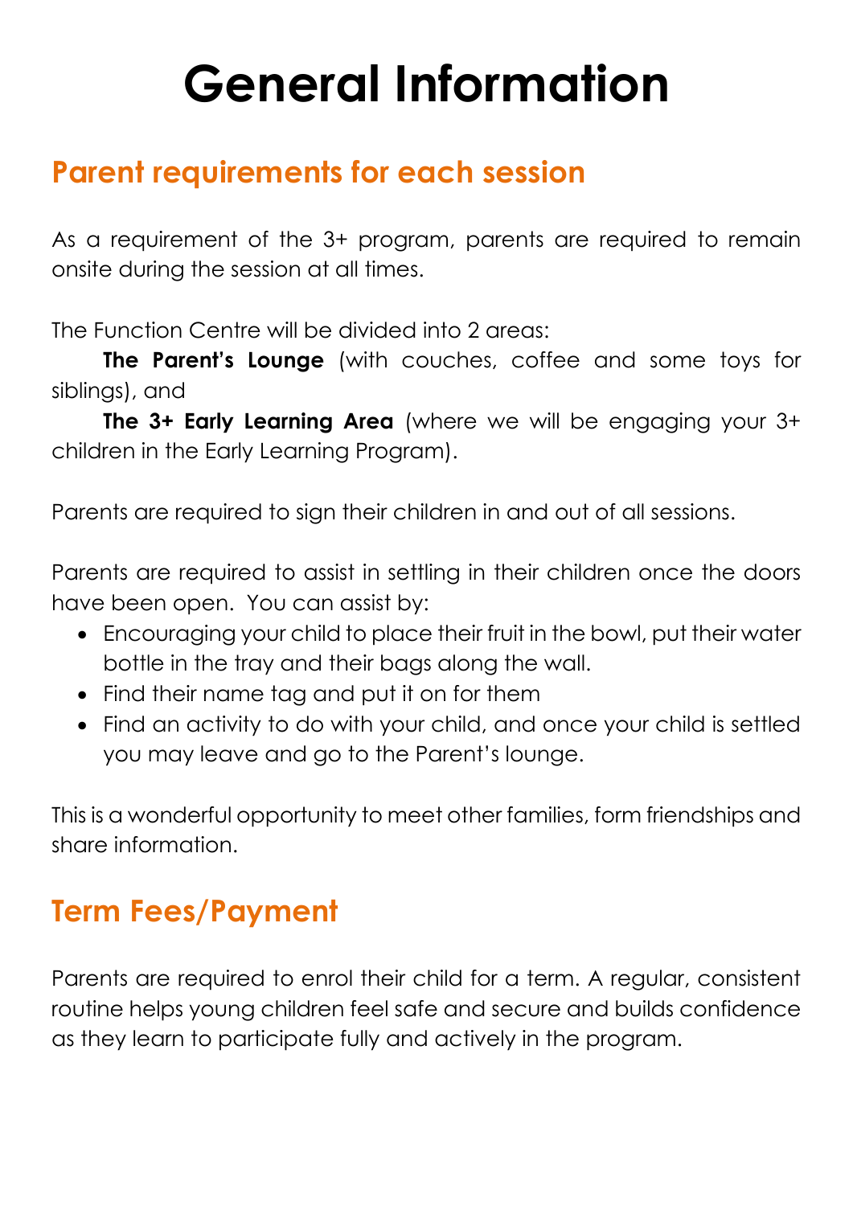# General Information

## Parent requirements for each session

As a requirement of the 3+ program, parents are required to remain onsite during the session at all times.

The Function Centre will be divided into 2 areas:

**The Parent's Lounge** (with couches, coffee and some toys for siblings), and

**The 3+ Early Learning Area** (where we will be engaging your 3+ children in the Early Learning Program).

Parents are required to sign their children in and out of all sessions.

Parents are required to assist in settling in their children once the doors have been open. You can assist by:

- Encouraging your child to place their fruit in the bowl, put their water bottle in the tray and their bags along the wall.
- Find their name tag and put it on for them
- Find an activity to do with your child, and once your child is settled you may leave and go to the Parent's lounge.

This is a wonderful opportunity to meet other families, form friendships and share information.

## Term Fees/Payment

Parents are required to enrol their child for a term. A regular, consistent routine helps young children feel safe and secure and builds confidence as they learn to participate fully and actively in the program.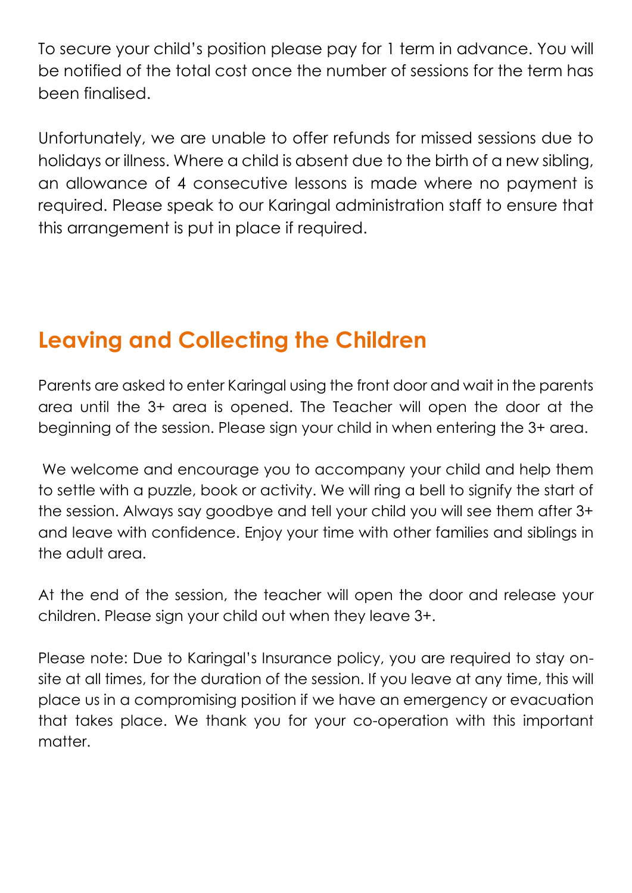To secure your child's position please pay for 1 term in advance. You will be notified of the total cost once the number of sessions for the term has been finalised.

Unfortunately, we are unable to offer refunds for missed sessions due to holidays or illness. Where a child is absent due to the birth of a new sibling, an allowance of 4 consecutive lessons is made where no payment is required. Please speak to our Karingal administration staff to ensure that this arrangement is put in place if required.

## Leaving and Collecting the Children

Parents are asked to enter Karingal using the front door and wait in the parents area until the 3+ area is opened. The Teacher will open the door at the beginning of the session. Please sign your child in when entering the 3+ area.

We welcome and encourage you to accompany your child and help them to settle with a puzzle, book or activity. We will ring a bell to signify the start of the session. Always say goodbye and tell your child you will see them after 3+ and leave with confidence. Enjoy your time with other families and siblings in the adult area.

At the end of the session, the teacher will open the door and release your children. Please sign your child out when they leave 3+.

Please note: Due to Karingal's Insurance policy, you are required to stay on-site at all times, for the duration of the session. If you leave at any time, this will place us in a compromising position if we have an emergency or evacuation that takes place. We thank you for your co-operation with this important matter.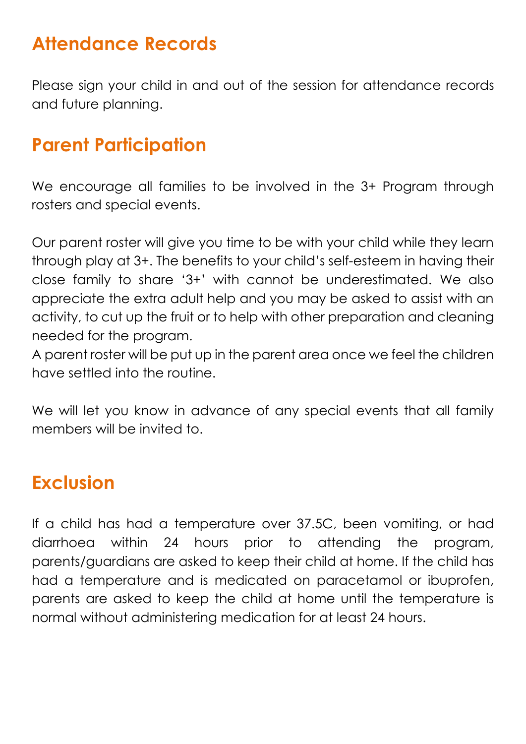## Attendance Records

Please sign your child in and out of the session for attendance records and future planning.

## Parent Participation

We encourage all families to be involved in the 3+ Program through rosters and special events.

Our parent roster will give you time to be with your child while they learn through play at 3+. The benefits to your child's self-esteem in having their close family to share '3+' with cannot be underestimated. We also appreciate the extra adult help and you may be asked to assist with an activity, to cut up the fruit or to help with other preparation and cleaning needed for the program.
A parent roster will be put up in the parent area once we feel the children have settled into the routine.

We will let you know in advance of any special events that all family members will be invited to.

## Exclusion

If a child has had a temperature over 37.5C, been vomiting, or had diarrhoea within 24 hours prior to attending the program, parents/guardians are asked to keep their child at home. If the child has had a temperature and is medicated on paracetamol or ibuprofen, parents are asked to keep the child at home until the temperature is normal without administering medication for at least 24 hours.